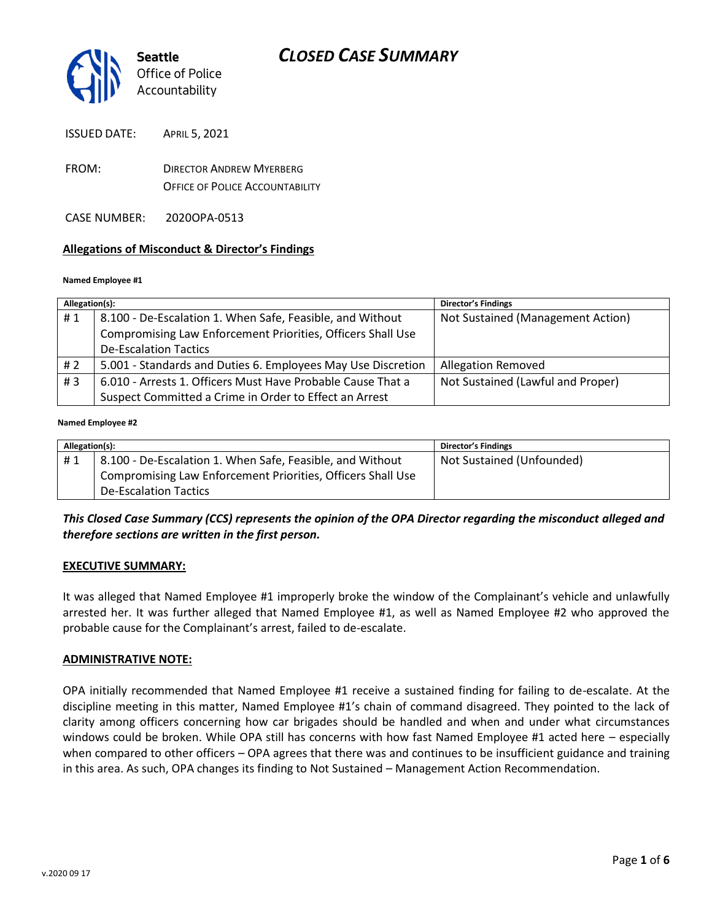Seattle Office of Police Accountability

# CLOSED CASE SUMMARY

ISSUED DATE: APRIL 5, 2021

FROM: DIRECTOR ANDREW MYERBERG
OFFICE OF POLICE ACCOUNTABILITY

CASE NUMBER: 2020OPA-0513

## Allegations of Misconduct & Director's Findings

**Named Employee #1**

| Allegation(s): | | Director's Findings |
|---|---|---|
| # 1 | 8.100 - De-Escalation 1. When Safe, Feasible, and Without Compromising Law Enforcement Priorities, Officers Shall Use De-Escalation Tactics | Not Sustained (Management Action) |
| # 2 | 5.001 - Standards and Duties 6. Employees May Use Discretion | Allegation Removed |
| # 3 | 6.010 - Arrests 1. Officers Must Have Probable Cause That a Suspect Committed a Crime in Order to Effect an Arrest | Not Sustained (Lawful and Proper) |

**Named Employee #2**

| Allegation(s): | | Director's Findings |
|---|---|---|
| # 1 | 8.100 - De-Escalation 1. When Safe, Feasible, and Without Compromising Law Enforcement Priorities, Officers Shall Use De-Escalation Tactics | Not Sustained (Unfounded) |

***This Closed Case Summary (CCS) represents the opinion of the OPA Director regarding the misconduct alleged and therefore sections are written in the first person.***

**EXECUTIVE SUMMARY:**

It was alleged that Named Employee #1 improperly broke the window of the Complainant's vehicle and unlawfully arrested her. It was further alleged that Named Employee #1, as well as Named Employee #2 who approved the probable cause for the Complainant's arrest, failed to de-escalate.

**ADMINISTRATIVE NOTE:**

OPA initially recommended that Named Employee #1 receive a sustained finding for failing to de-escalate. At the discipline meeting in this matter, Named Employee #1's chain of command disagreed. They pointed to the lack of clarity among officers concerning how car brigades should be handled and when and under what circumstances windows could be broken. While OPA still has concerns with how fast Named Employee #1 acted here – especially when compared to other officers – OPA agrees that there was and continues to be insufficient guidance and training in this area. As such, OPA changes its finding to Not Sustained – Management Action Recommendation.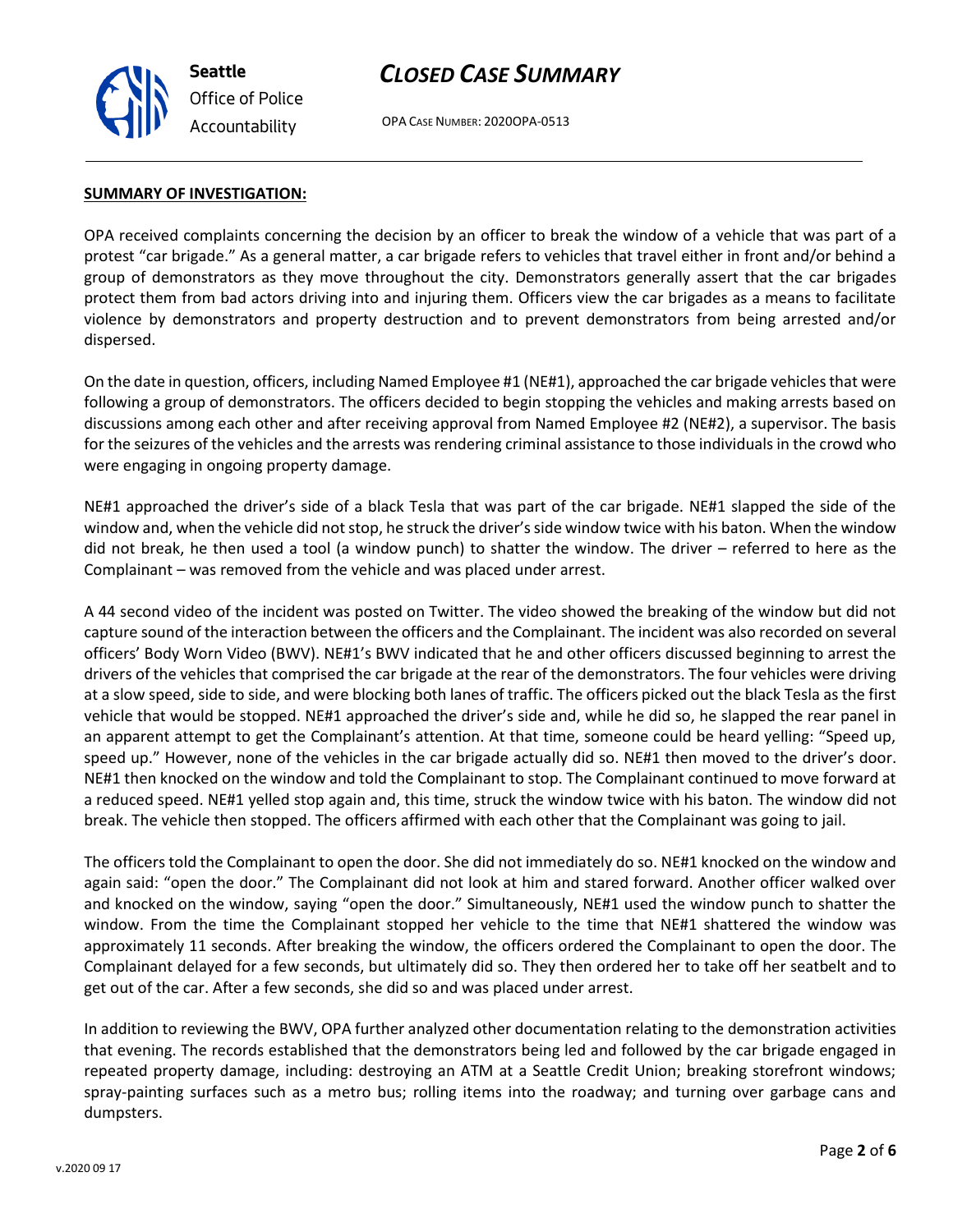**SUMMARY OF INVESTIGATION:**

OPA received complaints concerning the decision by an officer to break the window of a vehicle that was part of a protest "car brigade." As a general matter, a car brigade refers to vehicles that travel either in front and/or behind a group of demonstrators as they move throughout the city. Demonstrators generally assert that the car brigades protect them from bad actors driving into and injuring them. Officers view the car brigades as a means to facilitate violence by demonstrators and property destruction and to prevent demonstrators from being arrested and/or dispersed.

On the date in question, officers, including Named Employee #1 (NE#1), approached the car brigade vehicles that were following a group of demonstrators. The officers decided to begin stopping the vehicles and making arrests based on discussions among each other and after receiving approval from Named Employee #2 (NE#2), a supervisor. The basis for the seizures of the vehicles and the arrests was rendering criminal assistance to those individuals in the crowd who were engaging in ongoing property damage.

NE#1 approached the driver's side of a black Tesla that was part of the car brigade. NE#1 slapped the side of the window and, when the vehicle did not stop, he struck the driver's side window twice with his baton. When the window did not break, he then used a tool (a window punch) to shatter the window. The driver – referred to here as the Complainant – was removed from the vehicle and was placed under arrest.

A 44 second video of the incident was posted on Twitter. The video showed the breaking of the window but did not capture sound of the interaction between the officers and the Complainant. The incident was also recorded on several officers' Body Worn Video (BWV). NE#1's BWV indicated that he and other officers discussed beginning to arrest the drivers of the vehicles that comprised the car brigade at the rear of the demonstrators. The four vehicles were driving at a slow speed, side to side, and were blocking both lanes of traffic. The officers picked out the black Tesla as the first vehicle that would be stopped. NE#1 approached the driver's side and, while he did so, he slapped the rear panel in an apparent attempt to get the Complainant's attention. At that time, someone could be heard yelling: "Speed up, speed up." However, none of the vehicles in the car brigade actually did so. NE#1 then moved to the driver's door. NE#1 then knocked on the window and told the Complainant to stop. The Complainant continued to move forward at a reduced speed. NE#1 yelled stop again and, this time, struck the window twice with his baton. The window did not break. The vehicle then stopped. The officers affirmed with each other that the Complainant was going to jail.

The officers told the Complainant to open the door. She did not immediately do so. NE#1 knocked on the window and again said: "open the door." The Complainant did not look at him and stared forward. Another officer walked over and knocked on the window, saying "open the door." Simultaneously, NE#1 used the window punch to shatter the window. From the time the Complainant stopped her vehicle to the time that NE#1 shattered the window was approximately 11 seconds. After breaking the window, the officers ordered the Complainant to open the door. The Complainant delayed for a few seconds, but ultimately did so. They then ordered her to take off her seatbelt and to get out of the car. After a few seconds, she did so and was placed under arrest.

In addition to reviewing the BWV, OPA further analyzed other documentation relating to the demonstration activities that evening. The records established that the demonstrators being led and followed by the car brigade engaged in repeated property damage, including: destroying an ATM at a Seattle Credit Union; breaking storefront windows; spray-painting surfaces such as a metro bus; rolling items into the roadway; and turning over garbage cans and dumpsters.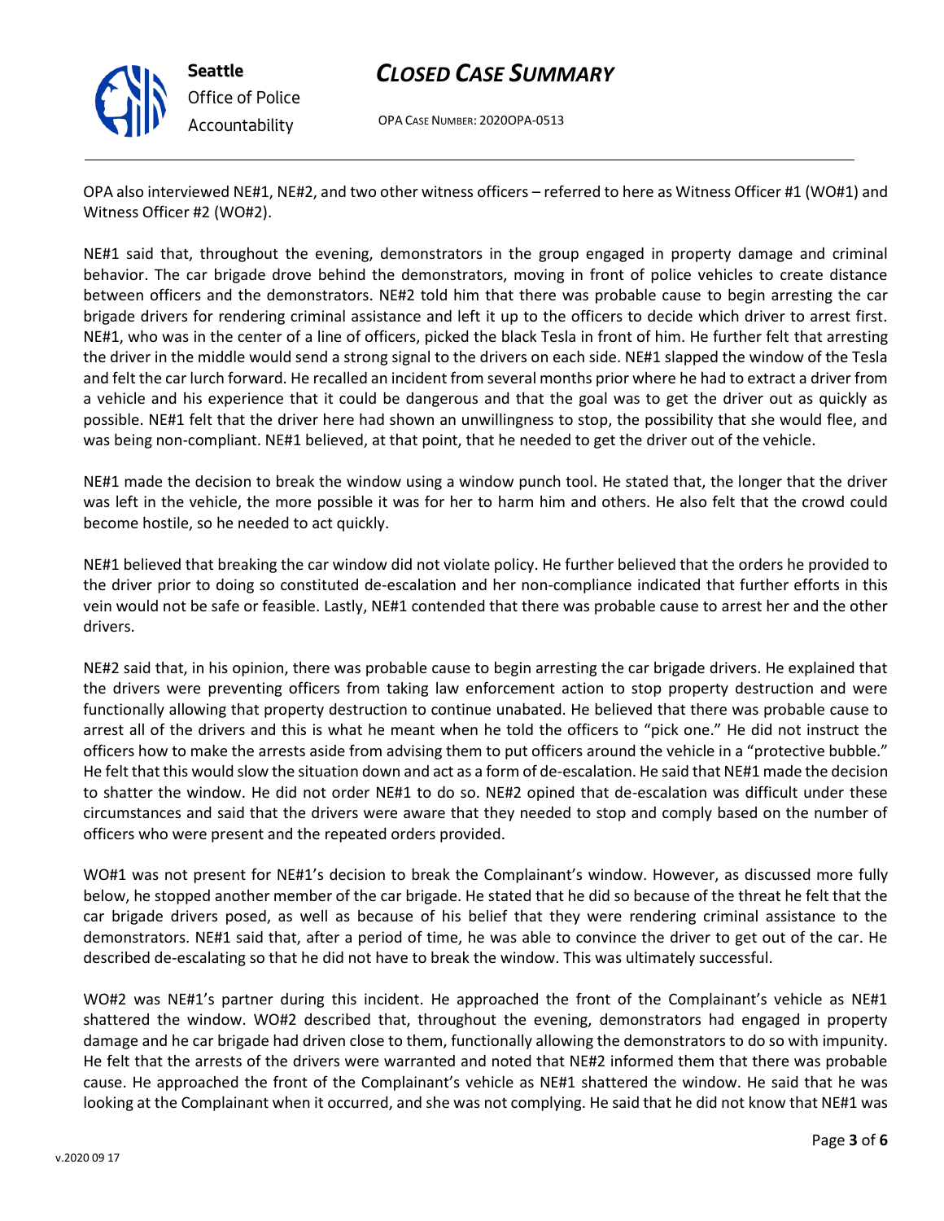OPA also interviewed NE#1, NE#2, and two other witness officers – referred to here as Witness Officer #1 (WO#1) and Witness Officer #2 (WO#2).

NE#1 said that, throughout the evening, demonstrators in the group engaged in property damage and criminal behavior. The car brigade drove behind the demonstrators, moving in front of police vehicles to create distance between officers and the demonstrators. NE#2 told him that there was probable cause to begin arresting the car brigade drivers for rendering criminal assistance and left it up to the officers to decide which driver to arrest first. NE#1, who was in the center of a line of officers, picked the black Tesla in front of him. He further felt that arresting the driver in the middle would send a strong signal to the drivers on each side. NE#1 slapped the window of the Tesla and felt the car lurch forward. He recalled an incident from several months prior where he had to extract a driver from a vehicle and his experience that it could be dangerous and that the goal was to get the driver out as quickly as possible. NE#1 felt that the driver here had shown an unwillingness to stop, the possibility that she would flee, and was being non-compliant. NE#1 believed, at that point, that he needed to get the driver out of the vehicle.

NE#1 made the decision to break the window using a window punch tool. He stated that, the longer that the driver was left in the vehicle, the more possible it was for her to harm him and others. He also felt that the crowd could become hostile, so he needed to act quickly.

NE#1 believed that breaking the car window did not violate policy. He further believed that the orders he provided to the driver prior to doing so constituted de-escalation and her non-compliance indicated that further efforts in this vein would not be safe or feasible. Lastly, NE#1 contended that there was probable cause to arrest her and the other drivers.

NE#2 said that, in his opinion, there was probable cause to begin arresting the car brigade drivers. He explained that the drivers were preventing officers from taking law enforcement action to stop property destruction and were functionally allowing that property destruction to continue unabated. He believed that there was probable cause to arrest all of the drivers and this is what he meant when he told the officers to "pick one." He did not instruct the officers how to make the arrests aside from advising them to put officers around the vehicle in a "protective bubble." He felt that this would slow the situation down and act as a form of de-escalation. He said that NE#1 made the decision to shatter the window. He did not order NE#1 to do so. NE#2 opined that de-escalation was difficult under these circumstances and said that the drivers were aware that they needed to stop and comply based on the number of officers who were present and the repeated orders provided.

WO#1 was not present for NE#1's decision to break the Complainant's window. However, as discussed more fully below, he stopped another member of the car brigade. He stated that he did so because of the threat he felt that the car brigade drivers posed, as well as because of his belief that they were rendering criminal assistance to the demonstrators. NE#1 said that, after a period of time, he was able to convince the driver to get out of the car. He described de-escalating so that he did not have to break the window. This was ultimately successful.

WO#2 was NE#1's partner during this incident. He approached the front of the Complainant's vehicle as NE#1 shattered the window. WO#2 described that, throughout the evening, demonstrators had engaged in property damage and he car brigade had driven close to them, functionally allowing the demonstrators to do so with impunity. He felt that the arrests of the drivers were warranted and noted that NE#2 informed them that there was probable cause. He approached the front of the Complainant's vehicle as NE#1 shattered the window. He said that he was looking at the Complainant when it occurred, and she was not complying. He said that he did not know that NE#1 was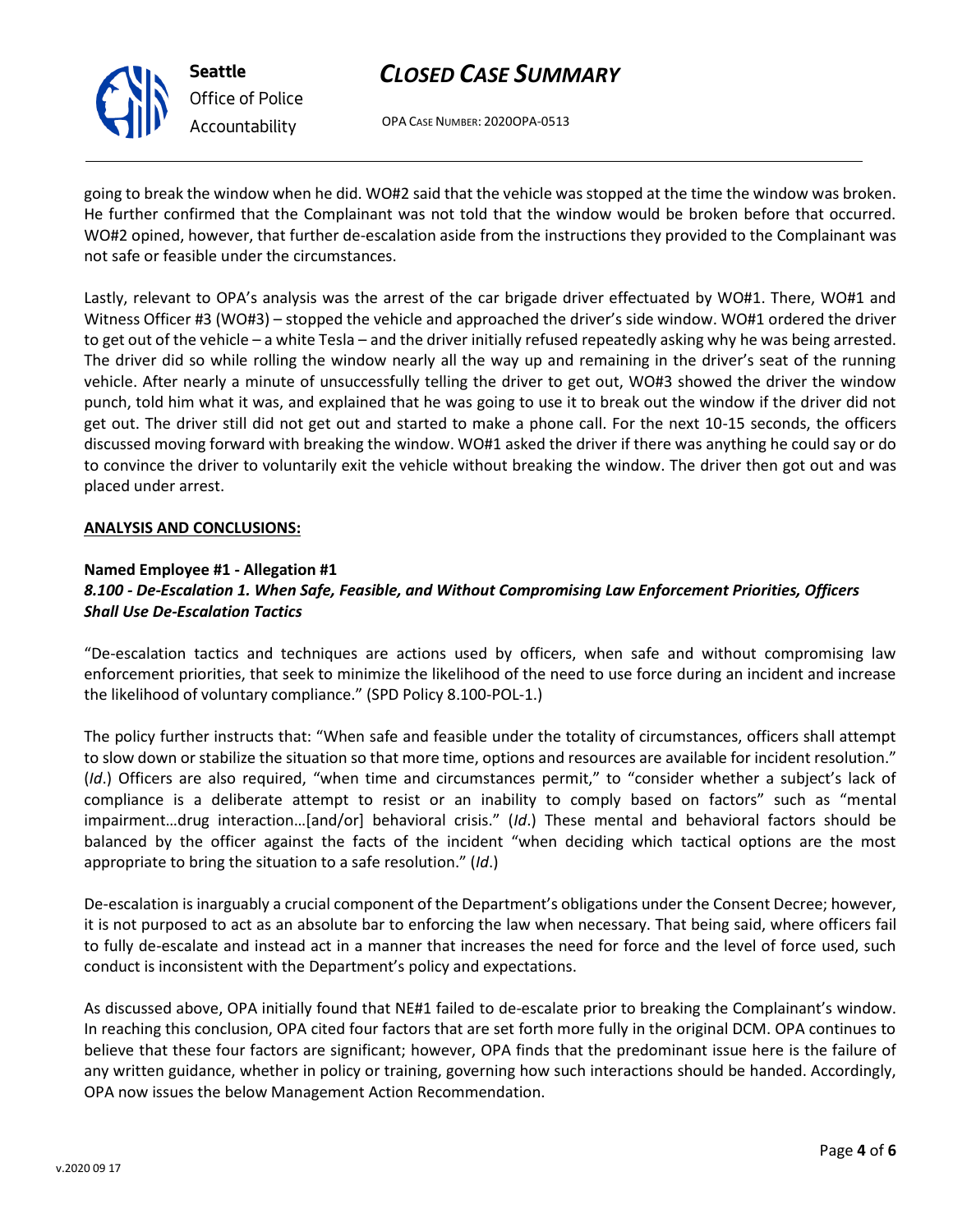going to break the window when he did. WO#2 said that the vehicle was stopped at the time the window was broken. He further confirmed that the Complainant was not told that the window would be broken before that occurred. WO#2 opined, however, that further de-escalation aside from the instructions they provided to the Complainant was not safe or feasible under the circumstances.

Lastly, relevant to OPA's analysis was the arrest of the car brigade driver effectuated by WO#1. There, WO#1 and Witness Officer #3 (WO#3) – stopped the vehicle and approached the driver's side window. WO#1 ordered the driver to get out of the vehicle – a white Tesla – and the driver initially refused repeatedly asking why he was being arrested. The driver did so while rolling the window nearly all the way up and remaining in the driver's seat of the running vehicle. After nearly a minute of unsuccessfully telling the driver to get out, WO#3 showed the driver the window punch, told him what it was, and explained that he was going to use it to break out the window if the driver did not get out. The driver still did not get out and started to make a phone call. For the next 10-15 seconds, the officers discussed moving forward with breaking the window. WO#1 asked the driver if there was anything he could say or do to convince the driver to voluntarily exit the vehicle without breaking the window. The driver then got out and was placed under arrest.

**ANALYSIS AND CONCLUSIONS:**

**Named Employee #1 - Allegation #1**
***8.100 - De-Escalation 1. When Safe, Feasible, and Without Compromising Law Enforcement Priorities, Officers Shall Use De-Escalation Tactics***

"De-escalation tactics and techniques are actions used by officers, when safe and without compromising law enforcement priorities, that seek to minimize the likelihood of the need to use force during an incident and increase the likelihood of voluntary compliance." (SPD Policy 8.100-POL-1.)

The policy further instructs that: "When safe and feasible under the totality of circumstances, officers shall attempt to slow down or stabilize the situation so that more time, options and resources are available for incident resolution." (*Id*.) Officers are also required, "when time and circumstances permit," to "consider whether a subject's lack of compliance is a deliberate attempt to resist or an inability to comply based on factors" such as "mental impairment…drug interaction…[and/or] behavioral crisis." (*Id*.) These mental and behavioral factors should be balanced by the officer against the facts of the incident "when deciding which tactical options are the most appropriate to bring the situation to a safe resolution." (*Id*.)

De-escalation is inarguably a crucial component of the Department's obligations under the Consent Decree; however, it is not purposed to act as an absolute bar to enforcing the law when necessary. That being said, where officers fail to fully de-escalate and instead act in a manner that increases the need for force and the level of force used, such conduct is inconsistent with the Department's policy and expectations.

As discussed above, OPA initially found that NE#1 failed to de-escalate prior to breaking the Complainant's window. In reaching this conclusion, OPA cited four factors that are set forth more fully in the original DCM. OPA continues to believe that these four factors are significant; however, OPA finds that the predominant issue here is the failure of any written guidance, whether in policy or training, governing how such interactions should be handed. Accordingly, OPA now issues the below Management Action Recommendation.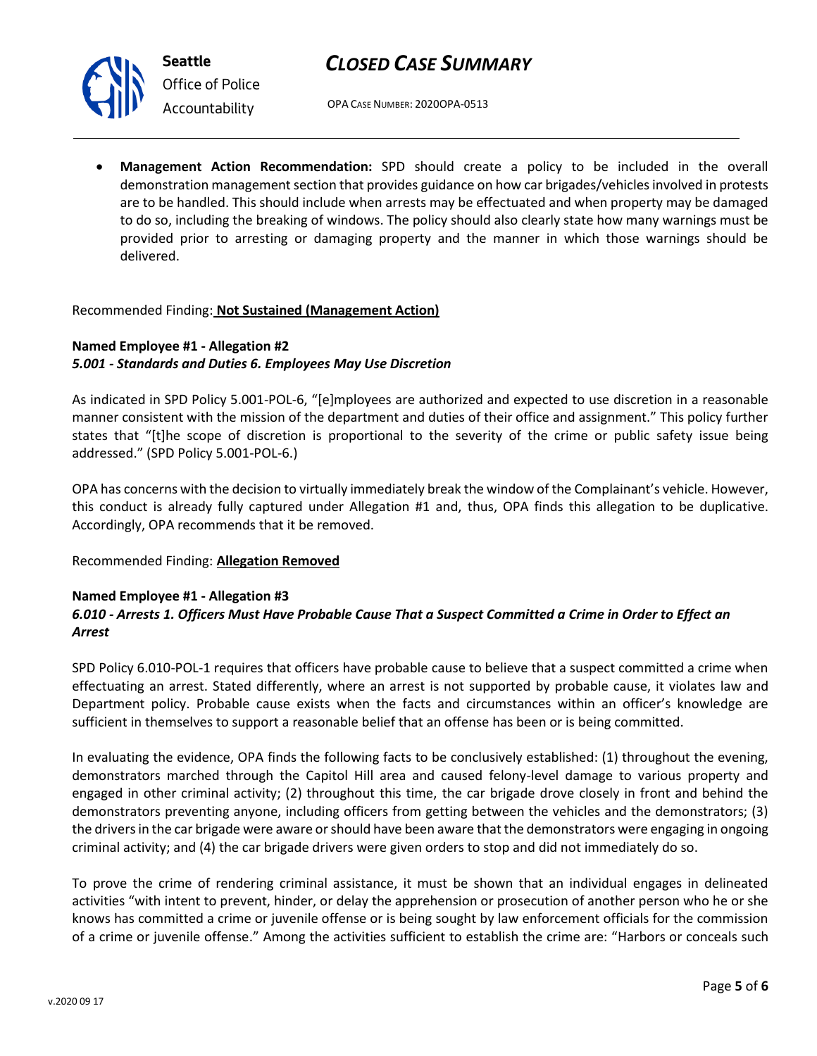- **Management Action Recommendation:** SPD should create a policy to be included in the overall demonstration management section that provides guidance on how car brigades/vehicles involved in protests are to be handled. This should include when arrests may be effectuated and when property may be damaged to do so, including the breaking of windows. The policy should also clearly state how many warnings must be provided prior to arresting or damaging property and the manner in which those warnings should be delivered.

Recommended Finding: **Not Sustained (Management Action)**

**Named Employee #1 - Allegation #2**
***5.001 - Standards and Duties 6. Employees May Use Discretion***

As indicated in SPD Policy 5.001-POL-6, "[e]mployees are authorized and expected to use discretion in a reasonable manner consistent with the mission of the department and duties of their office and assignment." This policy further states that "[t]he scope of discretion is proportional to the severity of the crime or public safety issue being addressed." (SPD Policy 5.001-POL-6.)

OPA has concerns with the decision to virtually immediately break the window of the Complainant's vehicle. However, this conduct is already fully captured under Allegation #1 and, thus, OPA finds this allegation to be duplicative. Accordingly, OPA recommends that it be removed.

Recommended Finding: **Allegation Removed**

**Named Employee #1 - Allegation #3**
***6.010 - Arrests 1. Officers Must Have Probable Cause That a Suspect Committed a Crime in Order to Effect an Arrest***

SPD Policy 6.010-POL-1 requires that officers have probable cause to believe that a suspect committed a crime when effectuating an arrest. Stated differently, where an arrest is not supported by probable cause, it violates law and Department policy. Probable cause exists when the facts and circumstances within an officer's knowledge are sufficient in themselves to support a reasonable belief that an offense has been or is being committed.

In evaluating the evidence, OPA finds the following facts to be conclusively established: (1) throughout the evening, demonstrators marched through the Capitol Hill area and caused felony-level damage to various property and engaged in other criminal activity; (2) throughout this time, the car brigade drove closely in front and behind the demonstrators preventing anyone, including officers from getting between the vehicles and the demonstrators; (3) the drivers in the car brigade were aware or should have been aware that the demonstrators were engaging in ongoing criminal activity; and (4) the car brigade drivers were given orders to stop and did not immediately do so.

To prove the crime of rendering criminal assistance, it must be shown that an individual engages in delineated activities "with intent to prevent, hinder, or delay the apprehension or prosecution of another person who he or she knows has committed a crime or juvenile offense or is being sought by law enforcement officials for the commission of a crime or juvenile offense." Among the activities sufficient to establish the crime are: "Harbors or conceals such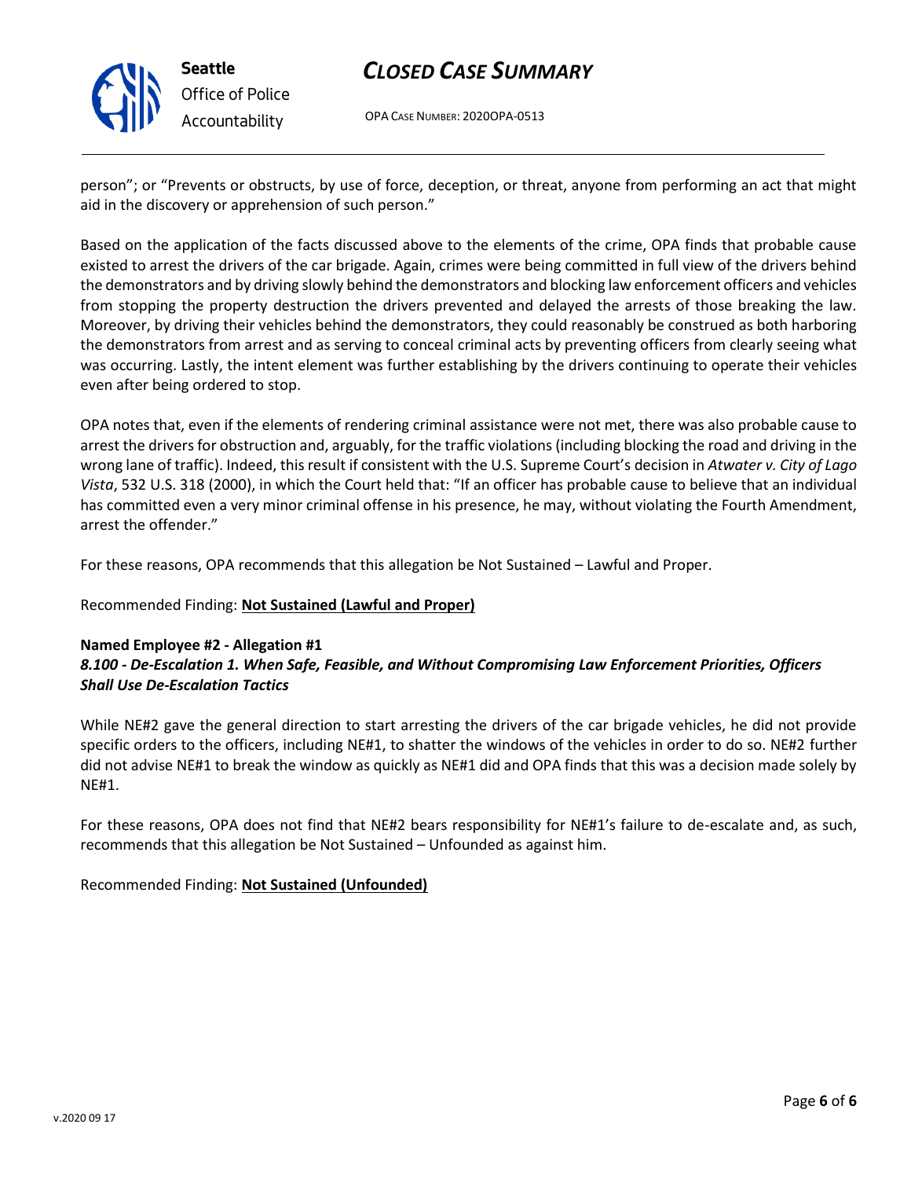person"; or "Prevents or obstructs, by use of force, deception, or threat, anyone from performing an act that might aid in the discovery or apprehension of such person."

Based on the application of the facts discussed above to the elements of the crime, OPA finds that probable cause existed to arrest the drivers of the car brigade. Again, crimes were being committed in full view of the drivers behind the demonstrators and by driving slowly behind the demonstrators and blocking law enforcement officers and vehicles from stopping the property destruction the drivers prevented and delayed the arrests of those breaking the law. Moreover, by driving their vehicles behind the demonstrators, they could reasonably be construed as both harboring the demonstrators from arrest and as serving to conceal criminal acts by preventing officers from clearly seeing what was occurring. Lastly, the intent element was further establishing by the drivers continuing to operate their vehicles even after being ordered to stop.

OPA notes that, even if the elements of rendering criminal assistance were not met, there was also probable cause to arrest the drivers for obstruction and, arguably, for the traffic violations (including blocking the road and driving in the wrong lane of traffic). Indeed, this result if consistent with the U.S. Supreme Court's decision in *Atwater v. City of Lago Vista*, 532 U.S. 318 (2000), in which the Court held that: "If an officer has probable cause to believe that an individual has committed even a very minor criminal offense in his presence, he may, without violating the Fourth Amendment, arrest the offender."

For these reasons, OPA recommends that this allegation be Not Sustained – Lawful and Proper.

Recommended Finding: **Not Sustained (Lawful and Proper)**

**Named Employee #2 - Allegation #1**
***8.100 - De-Escalation 1. When Safe, Feasible, and Without Compromising Law Enforcement Priorities, Officers Shall Use De-Escalation Tactics***

While NE#2 gave the general direction to start arresting the drivers of the car brigade vehicles, he did not provide specific orders to the officers, including NE#1, to shatter the windows of the vehicles in order to do so. NE#2 further did not advise NE#1 to break the window as quickly as NE#1 did and OPA finds that this was a decision made solely by NE#1.

For these reasons, OPA does not find that NE#2 bears responsibility for NE#1's failure to de-escalate and, as such, recommends that this allegation be Not Sustained – Unfounded as against him.

Recommended Finding: **Not Sustained (Unfounded)**